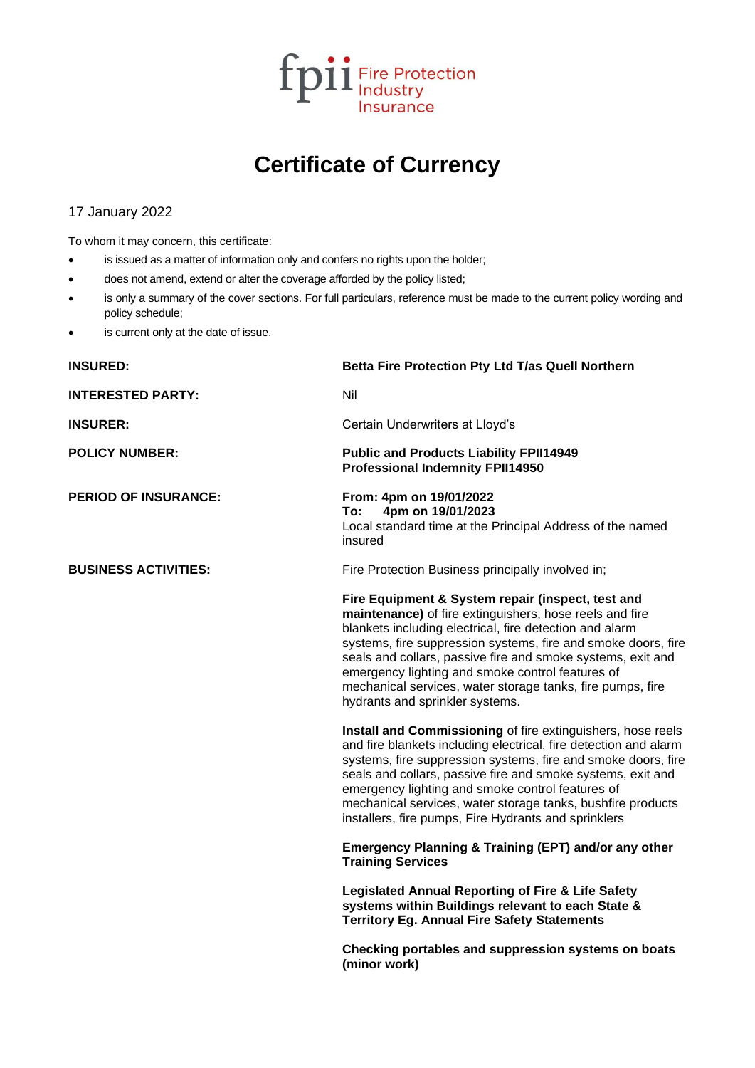fpii Fire Protection Industry Insurance

# Certificate of Currency

17 January 2022

To whom it may concern, this certificate:

- is issued as a matter of information only and confers no rights upon the holder;
- does not amend, extend or alter the coverage afforded by the policy listed;
- is only a summary of the cover sections. For full particulars, reference must be made to the current policy wording and policy schedule;
- is current only at the date of issue.

**INSURED:** **Betta Fire Protection Pty Ltd T/as Quell Northern**

**INTERESTED PARTY:** Nil

**INSURER:** Certain Underwriters at Lloyd's

**POLICY NUMBER:**
**Public and Products Liability FPII14949**
**Professional Indemnity FPII14950**

**PERIOD OF INSURANCE:**
**From: 4pm on 19/01/2022**
**To: 4pm on 19/01/2023**
Local standard time at the Principal Address of the named insured

**BUSINESS ACTIVITIES:** Fire Protection Business principally involved in;

**Fire Equipment & System repair (inspect, test and maintenance)** of fire extinguishers, hose reels and fire blankets including electrical, fire detection and alarm systems, fire suppression systems, fire and smoke doors, fire seals and collars, passive fire and smoke systems, exit and emergency lighting and smoke control features of mechanical services, water storage tanks, fire pumps, fire hydrants and sprinkler systems.

**Install and Commissioning** of fire extinguishers, hose reels and fire blankets including electrical, fire detection and alarm systems, fire suppression systems, fire and smoke doors, fire seals and collars, passive fire and smoke systems, exit and emergency lighting and smoke control features of mechanical services, water storage tanks, bushfire products installers, fire pumps, Fire Hydrants and sprinklers

**Emergency Planning & Training (EPT) and/or any other Training Services**

**Legislated Annual Reporting of Fire & Life Safety systems within Buildings relevant to each State & Territory Eg. Annual Fire Safety Statements**

**Checking portables and suppression systems on boats (minor work)**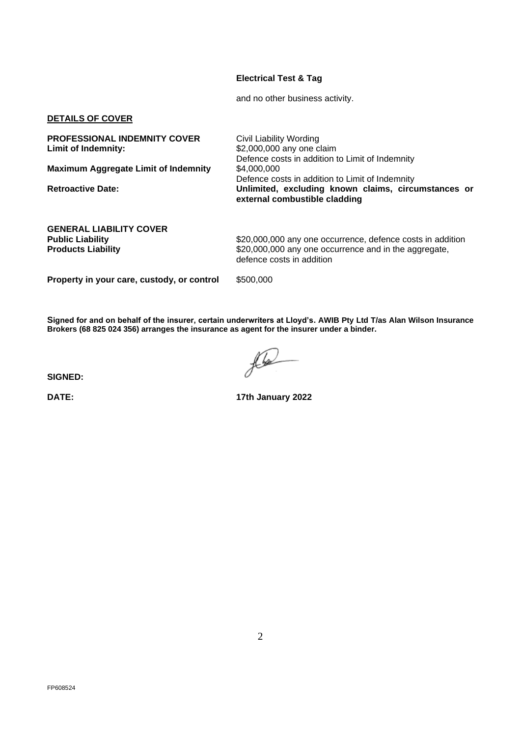**Electrical Test & Tag**

and no other business activity.

**DETAILS OF COVER**

| | |
|---|---|
| **PROFESSIONAL INDEMNITY COVER** | Civil Liability Wording |
| **Limit of Indemnity:** | $2,000,000 any one claim<br>Defence costs in addition to Limit of Indemnity |
| **Maximum Aggregate Limit of Indemnity** | $4,000,000<br>Defence costs in addition to Limit of Indemnity |
| **Retroactive Date:** | **Unlimited, excluding known claims, circumstances or external combustible cladding** |

| | |
|---|---|
| **GENERAL LIABILITY COVER** | |
| **Public Liability** | $20,000,000 any one occurrence, defence costs in addition |
| **Products Liability** | $20,000,000 any one occurrence and in the aggregate, defence costs in addition |
| **Property in your care, custody, or control** | $500,000 |

**Signed for and on behalf of the insurer, certain underwriters at Lloyd's. AWIB Pty Ltd T/as Alan Wilson Insurance Brokers (68 825 024 356) arranges the insurance as agent for the insurer under a binder.**

**SIGNED:**

**DATE:** **17th January 2022**

FP608524